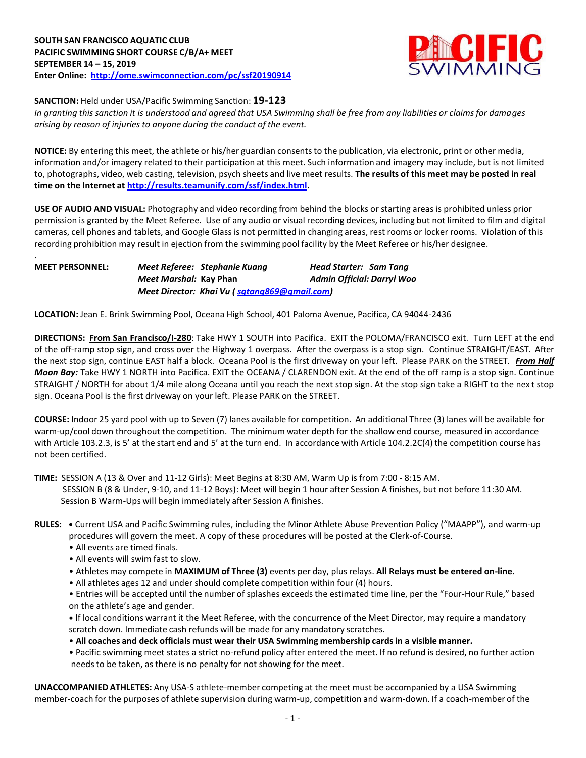**SOUTH SAN FRANCISCO AQUATIC CLUB**
**PACIFIC SWIMMING SHORT COURSE C/B/A+ MEET**
**SEPTEMBER 14 – 15, 2019**
**Enter Online: http://ome.swimconnection.com/pc/ssf20190914**

**SANCTION:** Held under USA/Pacific Swimming Sanction: **19-123**
*In granting this sanction it is understood and agreed that USA Swimming shall be free from any liabilities or claims for damages arising by reason of injuries to anyone during the conduct of the event.*

**NOTICE:** By entering this meet, the athlete or his/her guardian consents to the publication, via electronic, print or other media, information and/or imagery related to their participation at this meet. Such information and imagery may include, but is not limited to, photographs, video, web casting, television, psych sheets and live meet results. **The results of this meet may be posted in real time on the Internet at http://results.teamunify.com/ssf/index.html.**

**USE OF AUDIO AND VISUAL:** Photography and video recording from behind the blocks or starting areas is prohibited unless prior permission is granted by the Meet Referee. Use of any audio or visual recording devices, including but not limited to film and digital cameras, cell phones and tablets, and Google Glass is not permitted in changing areas, rest rooms or locker rooms. Violation of this recording prohibition may result in ejection from the swimming pool facility by the Meet Referee or his/her designee.

**MEET PERSONNEL:** *Meet Referee:* ***Stephanie Kuang*** *Head Starter:* ***Sam Tang***
*Meet Marshal:* **Kay Phan** *Admin Official:* ***Darryl Woo***
*Meet Director:* ***Khai Vu ( sqtang869@gmail.com)***

**LOCATION:** Jean E. Brink Swimming Pool, Oceana High School, 401 Paloma Avenue, Pacifica, CA 94044-2436

**DIRECTIONS:** **From San Francisco/I-280**: Take HWY 1 SOUTH into Pacifica. EXIT the POLOMA/FRANCISCO exit. Turn LEFT at the end of the off-ramp stop sign, and cross over the Highway 1 overpass. After the overpass is a stop sign. Continue STRAIGHT/EAST. After the next stop sign, continue EAST half a block. Oceana Pool is the first driveway on your left. Please PARK on the STREET. ***From Half Moon Bay:*** Take HWY 1 NORTH into Pacifica. EXIT the OCEANA / CLARENDON exit. At the end of the off ramp is a stop sign. Continue STRAIGHT / NORTH for about 1/4 mile along Oceana until you reach the next stop sign. At the stop sign take a RIGHT to the next stop sign. Oceana Pool is the first driveway on your left. Please PARK on the STREET.

**COURSE:** Indoor 25 yard pool with up to Seven (7) lanes available for competition. An additional Three (3) lanes will be available for warm-up/cool down throughout the competition. The minimum water depth for the shallow end course, measured in accordance with Article 103.2.3, is 5' at the start end and 5' at the turn end. In accordance with Article 104.2.2C(4) the competition course has not been certified.

**TIME:** SESSION A (13 & Over and 11-12 Girls): Meet Begins at 8:30 AM, Warm Up is from 7:00 - 8:15 AM.
SESSION B (8 & Under, 9-10, and 11-12 Boys): Meet will begin 1 hour after Session A finishes, but not before 11:30 AM.
Session B Warm-Ups will begin immediately after Session A finishes.

**RULES:**
- Current USA and Pacific Swimming rules, including the Minor Athlete Abuse Prevention Policy ("MAAPP"), and warm-up procedures will govern the meet. A copy of these procedures will be posted at the Clerk-of-Course.
- All events are timed finals.
- All events will swim fast to slow.
- Athletes may compete in **MAXIMUM of Three (3)** events per day, plus relays. **All Relays must be entered on-line.**
- All athletes ages 12 and under should complete competition within four (4) hours.
- Entries will be accepted until the number of splashes exceeds the estimated time line, per the "Four-Hour Rule," based on the athlete's age and gender.
- If local conditions warrant it the Meet Referee, with the concurrence of the Meet Director, may require a mandatory scratch down. Immediate cash refunds will be made for any mandatory scratches.
- **All coaches and deck officials must wear their USA Swimming membership cards in a visible manner.**
- Pacific swimming meet states a strict no-refund policy after entered the meet. If no refund is desired, no further action needs to be taken, as there is no penalty for not showing for the meet.

**UNACCOMPANIED ATHLETES:** Any USA-S athlete-member competing at the meet must be accompanied by a USA Swimming member-coach for the purposes of athlete supervision during warm-up, competition and warm-down. If a coach-member of the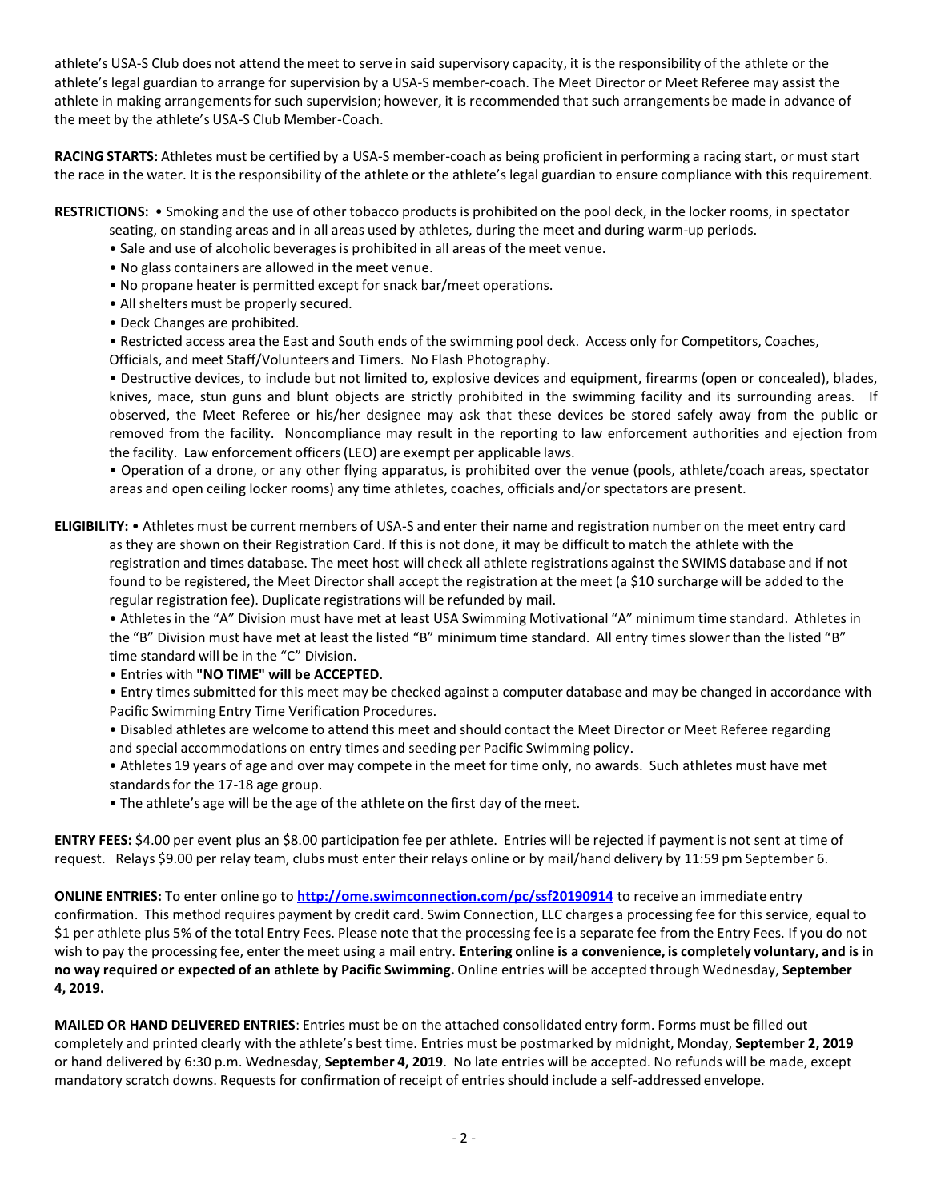athlete's USA-S Club does not attend the meet to serve in said supervisory capacity, it is the responsibility of the athlete or the athlete's legal guardian to arrange for supervision by a USA-S member-coach. The Meet Director or Meet Referee may assist the athlete in making arrangements for such supervision; however, it is recommended that such arrangements be made in advance of the meet by the athlete's USA-S Club Member-Coach.

**RACING STARTS:** Athletes must be certified by a USA-S member-coach as being proficient in performing a racing start, or must start the race in the water. It is the responsibility of the athlete or the athlete's legal guardian to ensure compliance with this requirement.

**RESTRICTIONS:**
- Smoking and the use of other tobacco products is prohibited on the pool deck, in the locker rooms, in spectator seating, on standing areas and in all areas used by athletes, during the meet and during warm-up periods.
- Sale and use of alcoholic beverages is prohibited in all areas of the meet venue.
- No glass containers are allowed in the meet venue.
- No propane heater is permitted except for snack bar/meet operations.
- All shelters must be properly secured.
- Deck Changes are prohibited.
- Restricted access area the East and South ends of the swimming pool deck. Access only for Competitors, Coaches, Officials, and meet Staff/Volunteers and Timers. No Flash Photography.
- Destructive devices, to include but not limited to, explosive devices and equipment, firearms (open or concealed), blades, knives, mace, stun guns and blunt objects are strictly prohibited in the swimming facility and its surrounding areas. If observed, the Meet Referee or his/her designee may ask that these devices be stored safely away from the public or removed from the facility. Noncompliance may result in the reporting to law enforcement authorities and ejection from the facility. Law enforcement officers (LEO) are exempt per applicable laws.
- Operation of a drone, or any other flying apparatus, is prohibited over the venue (pools, athlete/coach areas, spectator areas and open ceiling locker rooms) any time athletes, coaches, officials and/or spectators are present.

**ELIGIBILITY:**
- Athletes must be current members of USA-S and enter their name and registration number on the meet entry card as they are shown on their Registration Card. If this is not done, it may be difficult to match the athlete with the registration and times database. The meet host will check all athlete registrations against the SWIMS database and if not found to be registered, the Meet Director shall accept the registration at the meet (a $10 surcharge will be added to the regular registration fee). Duplicate registrations will be refunded by mail.
- Athletes in the "A" Division must have met at least USA Swimming Motivational "A" minimum time standard. Athletes in the "B" Division must have met at least the listed "B" minimum time standard. All entry times slower than the listed "B" time standard will be in the "C" Division.
- Entries with **"NO TIME" will be ACCEPTED**.
- Entry times submitted for this meet may be checked against a computer database and may be changed in accordance with Pacific Swimming Entry Time Verification Procedures.
- Disabled athletes are welcome to attend this meet and should contact the Meet Director or Meet Referee regarding and special accommodations on entry times and seeding per Pacific Swimming policy.
- Athletes 19 years of age and over may compete in the meet for time only, no awards. Such athletes must have met standards for the 17-18 age group.
- The athlete's age will be the age of the athlete on the first day of the meet.

**ENTRY FEES:** $4.00 per event plus an $8.00 participation fee per athlete. Entries will be rejected if payment is not sent at time of request. Relays $9.00 per relay team, clubs must enter their relays online or by mail/hand delivery by 11:59 pm September 6.

**ONLINE ENTRIES:** To enter online go to **http://ome.swimconnection.com/pc/ssf20190914** to receive an immediate entry confirmation. This method requires payment by credit card. Swim Connection, LLC charges a processing fee for this service, equal to $1 per athlete plus 5% of the total Entry Fees. Please note that the processing fee is a separate fee from the Entry Fees. If you do not wish to pay the processing fee, enter the meet using a mail entry. **Entering online is a convenience, is completely voluntary, and is in no way required or expected of an athlete by Pacific Swimming.** Online entries will be accepted through Wednesday, **September 4, 2019.**

**MAILED OR HAND DELIVERED ENTRIES**: Entries must be on the attached consolidated entry form. Forms must be filled out completely and printed clearly with the athlete's best time. Entries must be postmarked by midnight, Monday, **September 2, 2019** or hand delivered by 6:30 p.m. Wednesday, **September 4, 2019**. No late entries will be accepted. No refunds will be made, except mandatory scratch downs. Requests for confirmation of receipt of entries should include a self-addressed envelope.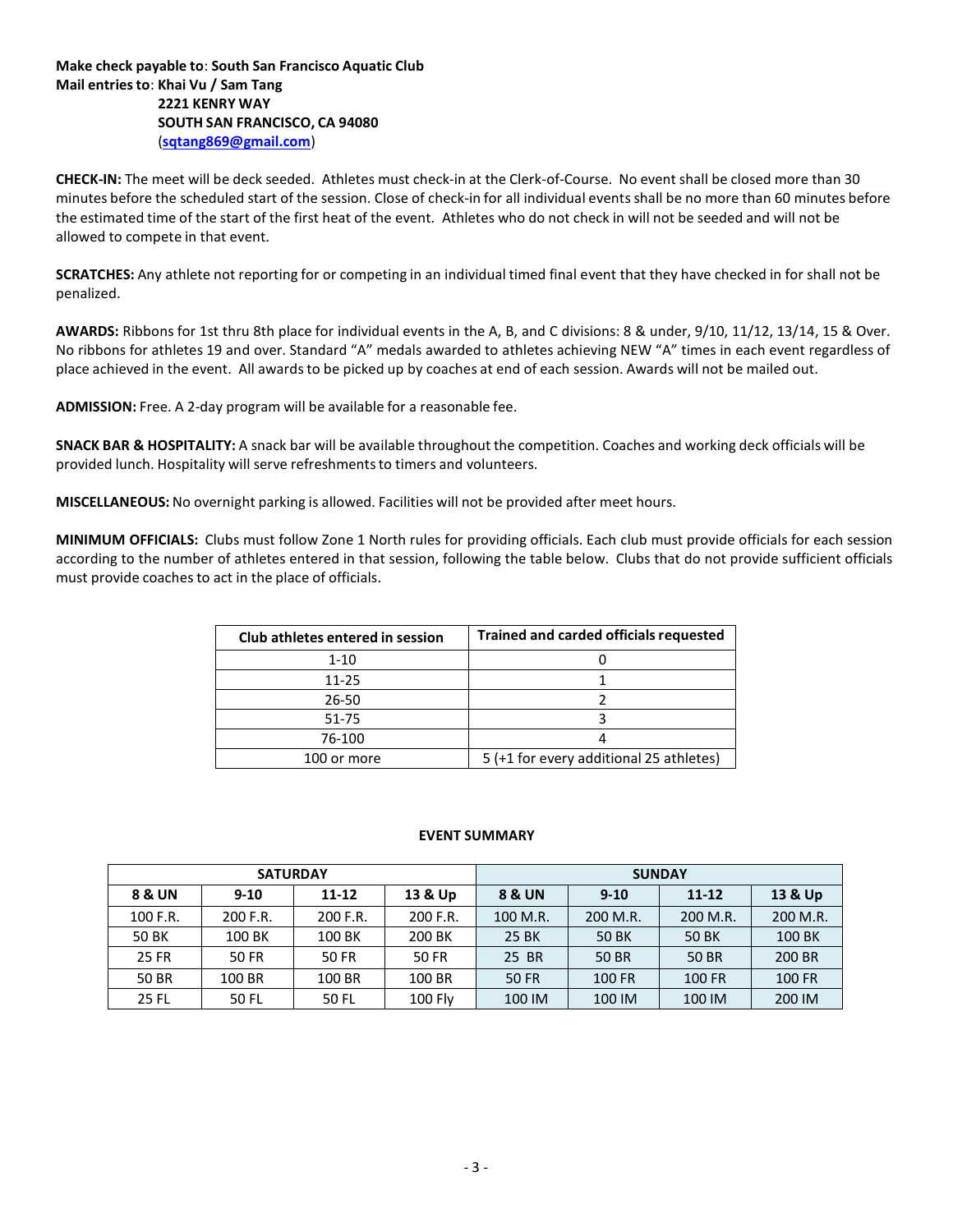**Make check payable to**: **South San Francisco Aquatic Club**
**Mail entries to**: **Khai Vu / Sam Tang**
**2221 KENRY WAY**
**SOUTH SAN FRANCISCO, CA 94080**
(**sqtang869@gmail.com**)

**CHECK-IN:** The meet will be deck seeded. Athletes must check-in at the Clerk-of-Course. No event shall be closed more than 30 minutes before the scheduled start of the session. Close of check-in for all individual events shall be no more than 60 minutes before the estimated time of the start of the first heat of the event. Athletes who do not check in will not be seeded and will not be allowed to compete in that event.

**SCRATCHES:** Any athlete not reporting for or competing in an individual timed final event that they have checked in for shall not be penalized.

**AWARDS:** Ribbons for 1st thru 8th place for individual events in the A, B, and C divisions: 8 & under, 9/10, 11/12, 13/14, 15 & Over. No ribbons for athletes 19 and over. Standard "A" medals awarded to athletes achieving NEW "A" times in each event regardless of place achieved in the event. All awards to be picked up by coaches at end of each session. Awards will not be mailed out.

**ADMISSION:** Free. A 2-day program will be available for a reasonable fee.

**SNACK BAR & HOSPITALITY:** A snack bar will be available throughout the competition. Coaches and working deck officials will be provided lunch. Hospitality will serve refreshments to timers and volunteers.

**MISCELLANEOUS:** No overnight parking is allowed. Facilities will not be provided after meet hours.

**MINIMUM OFFICIALS:** Clubs must follow Zone 1 North rules for providing officials. Each club must provide officials for each session according to the number of athletes entered in that session, following the table below. Clubs that do not provide sufficient officials must provide coaches to act in the place of officials.

| Club athletes entered in session | Trained and carded officials requested |
|---|---|
| 1-10 | 0 |
| 11-25 | 1 |
| 26-50 | 2 |
| 51-75 | 3 |
| 76-100 | 4 |
| 100 or more | 5 (+1 for every additional 25 athletes) |

**EVENT SUMMARY**

| SATURDAY | | | | SUNDAY | | | |
|---|---|---|---|---|---|---|---|
| **8 & UN** | **9-10** | **11-12** | **13 & Up** | **8 & UN** | **9-10** | **11-12** | **13 & Up** |
| 100 F.R. | 200 F.R. | 200 F.R. | 200 F.R. | 100 M.R. | 200 M.R. | 200 M.R. | 200 M.R. |
| 50 BK | 100 BK | 100 BK | 200 BK | 25 BK | 50 BK | 50 BK | 100 BK |
| 25 FR | 50 FR | 50 FR | 50 FR | 25 BR | 50 BR | 50 BR | 200 BR |
| 50 BR | 100 BR | 100 BR | 100 BR | 50 FR | 100 FR | 100 FR | 100 FR |
| 25 FL | 50 FL | 50 FL | 100 Fly | 100 IM | 100 IM | 100 IM | 200 IM |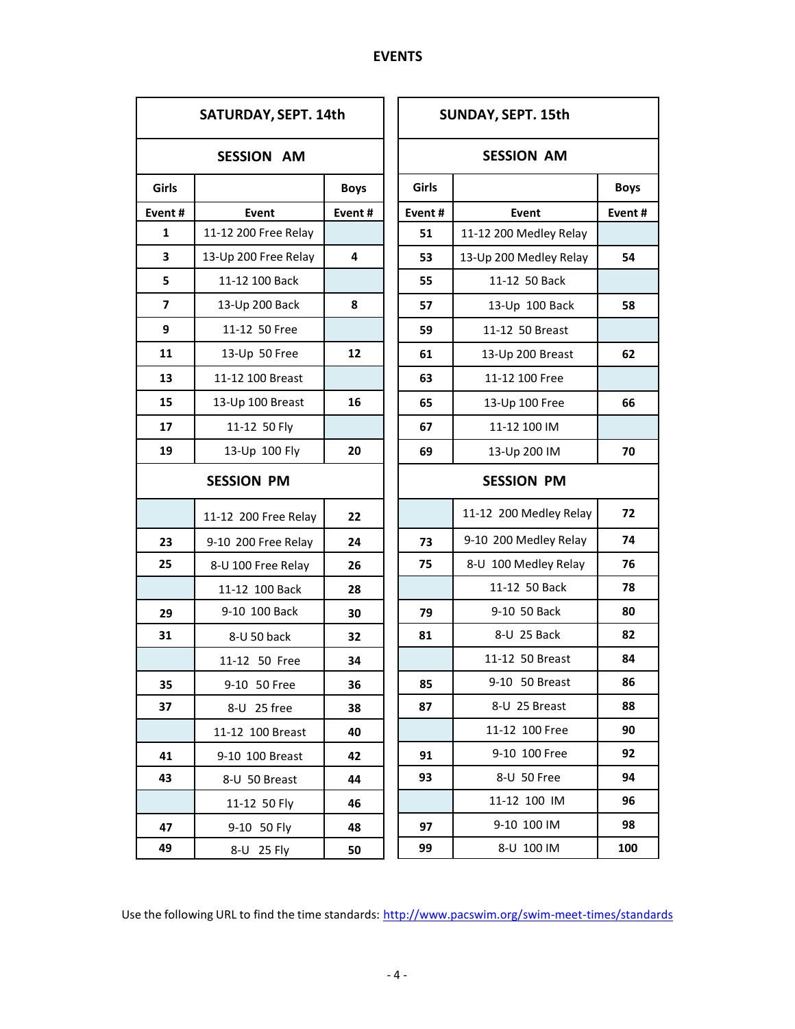## EVENTS

| SATURDAY, SEPT. 14th | | |
|---|---|---|
| **SESSION AM** | | |
| **Girls** | | **Boys** |
| **Event #** | **Event** | **Event #** |
| 1 | 11-12 200 Free Relay | |
| 3 | 13-Up 200 Free Relay | 4 |
| 5 | 11-12 100 Back | |
| 7 | 13-Up 200 Back | 8 |
| 9 | 11-12 50 Free | |
| 11 | 13-Up 50 Free | 12 |
| 13 | 11-12 100 Breast | |
| 15 | 13-Up 100 Breast | 16 |
| 17 | 11-12 50 Fly | |
| 19 | 13-Up 100 Fly | 20 |
| **SESSION PM** | | |
| | 11-12 200 Free Relay | 22 |
| 23 | 9-10 200 Free Relay | 24 |
| 25 | 8-U 100 Free Relay | 26 |
| | 11-12 100 Back | 28 |
| 29 | 9-10 100 Back | 30 |
| 31 | 8-U 50 back | 32 |
| | 11-12 50 Free | 34 |
| 35 | 9-10 50 Free | 36 |
| 37 | 8-U 25 free | 38 |
| | 11-12 100 Breast | 40 |
| 41 | 9-10 100 Breast | 42 |
| 43 | 8-U 50 Breast | 44 |
| | 11-12 50 Fly | 46 |
| 47 | 9-10 50 Fly | 48 |
| 49 | 8-U 25 Fly | 50 |

| SUNDAY, SEPT. 15th | | |
|---|---|---|
| **SESSION AM** | | |
| **Girls** | | **Boys** |
| **Event #** | **Event** | **Event #** |
| 51 | 11-12 200 Medley Relay | |
| 53 | 13-Up 200 Medley Relay | 54 |
| 55 | 11-12 50 Back | |
| 57 | 13-Up 100 Back | 58 |
| 59 | 11-12 50 Breast | |
| 61 | 13-Up 200 Breast | 62 |
| 63 | 11-12 100 Free | |
| 65 | 13-Up 100 Free | 66 |
| 67 | 11-12 100 IM | |
| 69 | 13-Up 200 IM | 70 |
| **SESSION PM** | | |
| | 11-12 200 Medley Relay | 72 |
| 73 | 9-10 200 Medley Relay | 74 |
| 75 | 8-U 100 Medley Relay | 76 |
| | 11-12 50 Back | 78 |
| 79 | 9-10 50 Back | 80 |
| 81 | 8-U 25 Back | 82 |
| | 11-12 50 Breast | 84 |
| 85 | 9-10 50 Breast | 86 |
| 87 | 8-U 25 Breast | 88 |
| | 11-12 100 Free | 90 |
| 91 | 9-10 100 Free | 92 |
| 93 | 8-U 50 Free | 94 |
| | 11-12 100 IM | 96 |
| 97 | 9-10 100 IM | 98 |
| 99 | 8-U 100 IM | 100 |

Use the following URL to find the time standards: http://www.pacswim.org/swim-meet-times/standards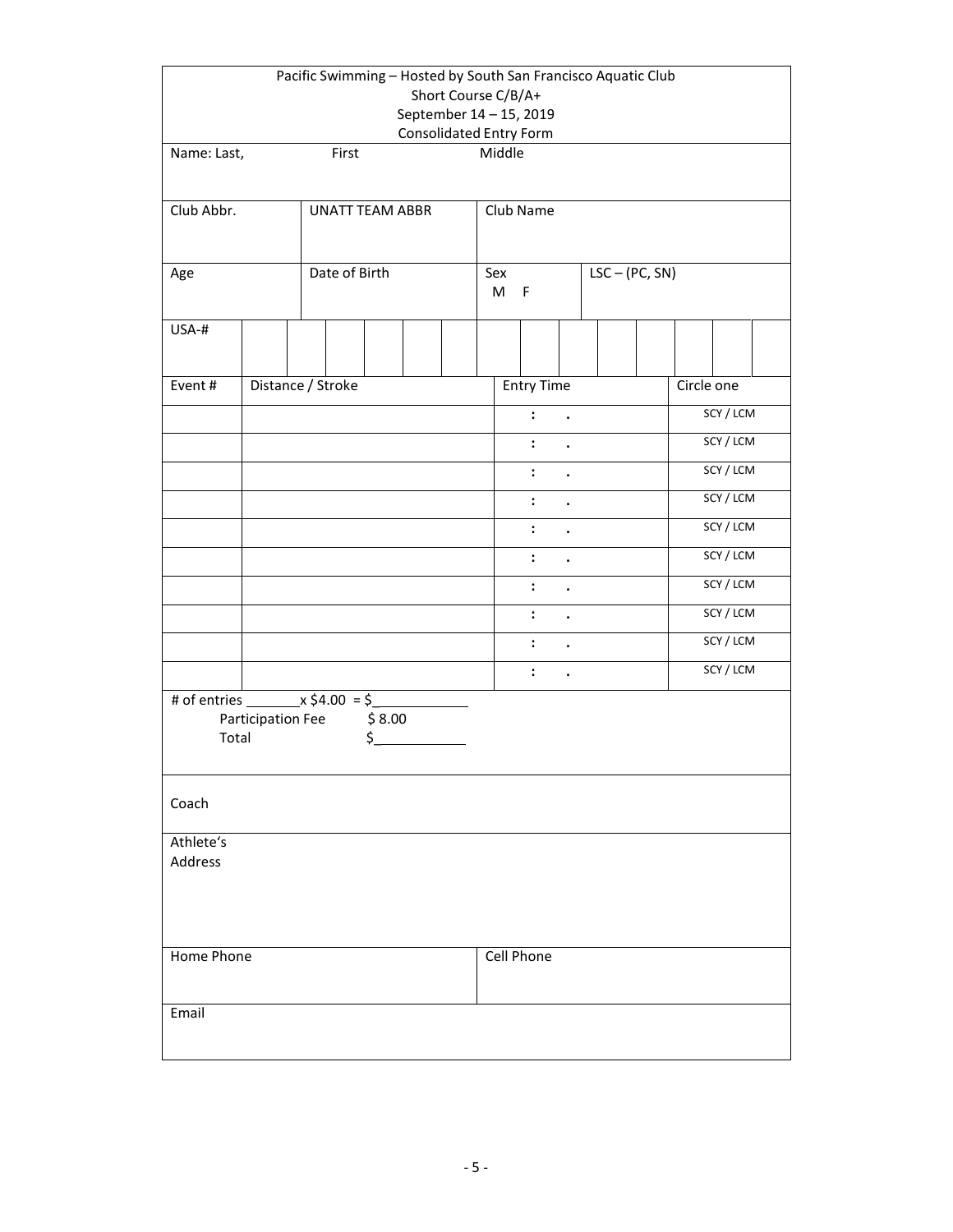Pacific Swimming – Hosted by South San Francisco Aquatic Club

Short Course C/B/A+

September 14 – 15, 2019

Consolidated Entry Form

| Name: Last, | First | Middle |
|---|---|---|
| | | |

| Club Abbr. | UNATT TEAM ABBR | Club Name |
|---|---|---|
| | | |

| Age | Date of Birth | Sex M F | LSC – (PC, SN) |
|---|---|---|---|
| | | | |

| USA-# | | | | | | | | | | | | | | |
|---|---|---|---|---|---|---|---|---|---|---|---|---|---|---|
| | | | | | | | | | | | | | | |

| Event # | Distance / Stroke | Entry Time | Circle one |
|---|---|---|---|
| | | : . | SCY / LCM |
| | | : . | SCY / LCM |
| | | : . | SCY / LCM |
| | | : . | SCY / LCM |
| | | : . | SCY / LCM |
| | | : . | SCY / LCM |
| | | : . | SCY / LCM |
| | | : . | SCY / LCM |
| | | : . | SCY / LCM |
| | | : . | SCY / LCM |

# of entries _______ x $4.00 = $____________

Participation Fee $ 8.00

Total $____________

Coach

Athlete's Address

| Home Phone | Cell Phone |
|---|---|
| | |

Email